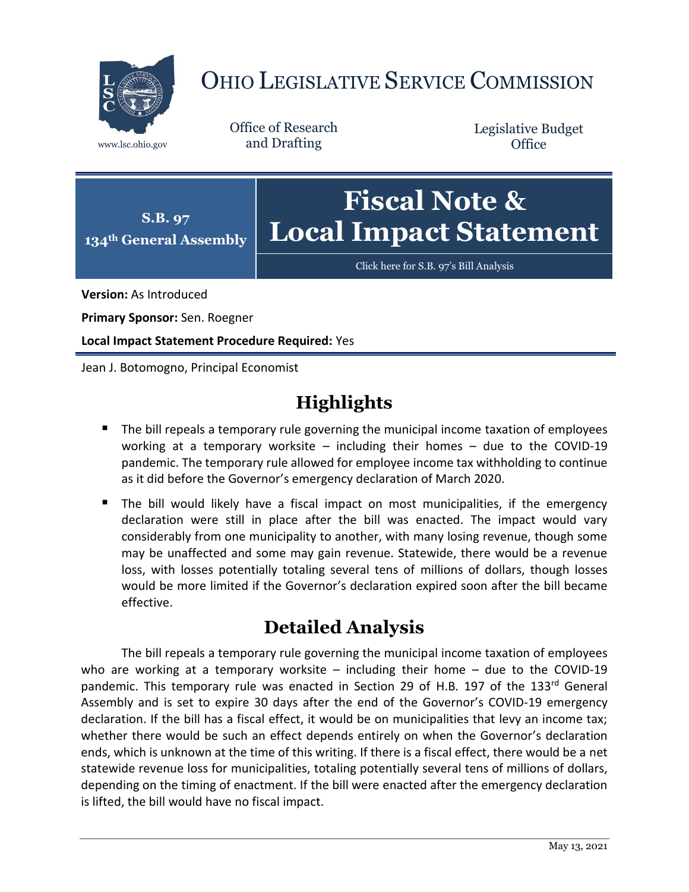# OHIO LEGISLATIVE SERVICE COMMISSION

www.lsc.ohio.gov

Office of Research and Drafting

Legislative Budget Office

**S.B. 97**
**134th General Assembly**

# Fiscal Note & Local Impact Statement

Click here for S.B. 97's Bill Analysis

**Version:** As Introduced

**Primary Sponsor:** Sen. Roegner

**Local Impact Statement Procedure Required:** Yes

Jean J. Botomogno, Principal Economist

## Highlights

- The bill repeals a temporary rule governing the municipal income taxation of employees working at a temporary worksite – including their homes – due to the COVID-19 pandemic. The temporary rule allowed for employee income tax withholding to continue as it did before the Governor's emergency declaration of March 2020.
- The bill would likely have a fiscal impact on most municipalities, if the emergency declaration were still in place after the bill was enacted. The impact would vary considerably from one municipality to another, with many losing revenue, though some may be unaffected and some may gain revenue. Statewide, there would be a revenue loss, with losses potentially totaling several tens of millions of dollars, though losses would be more limited if the Governor's declaration expired soon after the bill became effective.

## Detailed Analysis

The bill repeals a temporary rule governing the municipal income taxation of employees who are working at a temporary worksite – including their home – due to the COVID-19 pandemic. This temporary rule was enacted in Section 29 of H.B. 197 of the 133rd General Assembly and is set to expire 30 days after the end of the Governor's COVID-19 emergency declaration. If the bill has a fiscal effect, it would be on municipalities that levy an income tax; whether there would be such an effect depends entirely on when the Governor's declaration ends, which is unknown at the time of this writing. If there is a fiscal effect, there would be a net statewide revenue loss for municipalities, totaling potentially several tens of millions of dollars, depending on the timing of enactment. If the bill were enacted after the emergency declaration is lifted, the bill would have no fiscal impact.

May 13, 2021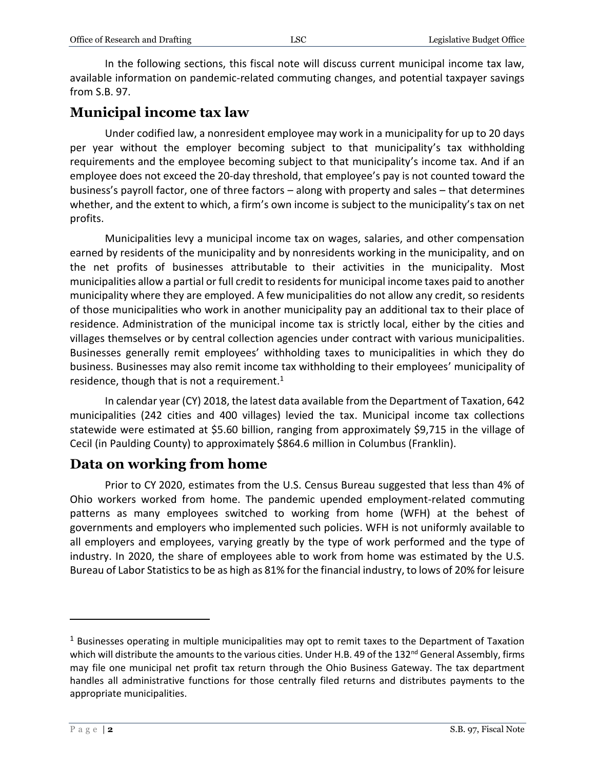In the following sections, this fiscal note will discuss current municipal income tax law, available information on pandemic-related commuting changes, and potential taxpayer savings from S.B. 97.

## Municipal income tax law

Under codified law, a nonresident employee may work in a municipality for up to 20 days per year without the employer becoming subject to that municipality's tax withholding requirements and the employee becoming subject to that municipality's income tax. And if an employee does not exceed the 20-day threshold, that employee's pay is not counted toward the business's payroll factor, one of three factors – along with property and sales – that determines whether, and the extent to which, a firm's own income is subject to the municipality's tax on net profits.

Municipalities levy a municipal income tax on wages, salaries, and other compensation earned by residents of the municipality and by nonresidents working in the municipality, and on the net profits of businesses attributable to their activities in the municipality. Most municipalities allow a partial or full credit to residents for municipal income taxes paid to another municipality where they are employed. A few municipalities do not allow any credit, so residents of those municipalities who work in another municipality pay an additional tax to their place of residence. Administration of the municipal income tax is strictly local, either by the cities and villages themselves or by central collection agencies under contract with various municipalities. Businesses generally remit employees' withholding taxes to municipalities in which they do business. Businesses may also remit income tax withholding to their employees' municipality of residence, though that is not a requirement.[1]

In calendar year (CY) 2018, the latest data available from the Department of Taxation, 642 municipalities (242 cities and 400 villages) levied the tax. Municipal income tax collections statewide were estimated at $5.60 billion, ranging from approximately $9,715 in the village of Cecil (in Paulding County) to approximately $864.6 million in Columbus (Franklin).

## Data on working from home

Prior to CY 2020, estimates from the U.S. Census Bureau suggested that less than 4% of Ohio workers worked from home. The pandemic upended employment-related commuting patterns as many employees switched to working from home (WFH) at the behest of governments and employers who implemented such policies. WFH is not uniformly available to all employers and employees, varying greatly by the type of work performed and the type of industry. In 2020, the share of employees able to work from home was estimated by the U.S. Bureau of Labor Statistics to be as high as 81% for the financial industry, to lows of 20% for leisure

---

[1] Businesses operating in multiple municipalities may opt to remit taxes to the Department of Taxation which will distribute the amounts to the various cities. Under H.B. 49 of the 132nd General Assembly, firms may file one municipal net profit tax return through the Ohio Business Gateway. The tax department handles all administrative functions for those centrally filed returns and distributes payments to the appropriate municipalities.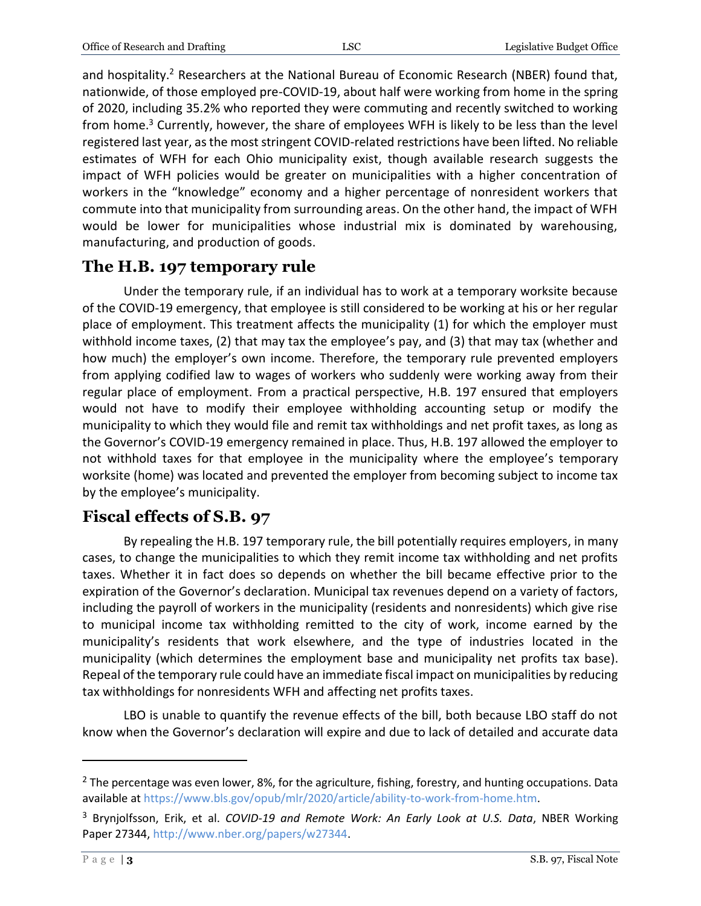and hospitality.[2] Researchers at the National Bureau of Economic Research (NBER) found that, nationwide, of those employed pre-COVID-19, about half were working from home in the spring of 2020, including 35.2% who reported they were commuting and recently switched to working from home.[3] Currently, however, the share of employees WFH is likely to be less than the level registered last year, as the most stringent COVID-related restrictions have been lifted. No reliable estimates of WFH for each Ohio municipality exist, though available research suggests the impact of WFH policies would be greater on municipalities with a higher concentration of workers in the "knowledge" economy and a higher percentage of nonresident workers that commute into that municipality from surrounding areas. On the other hand, the impact of WFH would be lower for municipalities whose industrial mix is dominated by warehousing, manufacturing, and production of goods.

## The H.B. 197 temporary rule

Under the temporary rule, if an individual has to work at a temporary worksite because of the COVID-19 emergency, that employee is still considered to be working at his or her regular place of employment. This treatment affects the municipality (1) for which the employer must withhold income taxes, (2) that may tax the employee's pay, and (3) that may tax (whether and how much) the employer's own income. Therefore, the temporary rule prevented employers from applying codified law to wages of workers who suddenly were working away from their regular place of employment. From a practical perspective, H.B. 197 ensured that employers would not have to modify their employee withholding accounting setup or modify the municipality to which they would file and remit tax withholdings and net profit taxes, as long as the Governor's COVID-19 emergency remained in place. Thus, H.B. 197 allowed the employer to not withhold taxes for that employee in the municipality where the employee's temporary worksite (home) was located and prevented the employer from becoming subject to income tax by the employee's municipality.

## Fiscal effects of S.B. 97

By repealing the H.B. 197 temporary rule, the bill potentially requires employers, in many cases, to change the municipalities to which they remit income tax withholding and net profits taxes. Whether it in fact does so depends on whether the bill became effective prior to the expiration of the Governor's declaration. Municipal tax revenues depend on a variety of factors, including the payroll of workers in the municipality (residents and nonresidents) which give rise to municipal income tax withholding remitted to the city of work, income earned by the municipality's residents that work elsewhere, and the type of industries located in the municipality (which determines the employment base and municipality net profits tax base). Repeal of the temporary rule could have an immediate fiscal impact on municipalities by reducing tax withholdings for nonresidents WFH and affecting net profits taxes.

LBO is unable to quantify the revenue effects of the bill, both because LBO staff do not know when the Governor's declaration will expire and due to lack of detailed and accurate data

---

[2] The percentage was even lower, 8%, for the agriculture, fishing, forestry, and hunting occupations. Data available at https://www.bls.gov/opub/mlr/2020/article/ability-to-work-from-home.htm.

[3] Brynjolfsson, Erik, et al. *COVID-19 and Remote Work: An Early Look at U.S. Data*, NBER Working Paper 27344, http://www.nber.org/papers/w27344.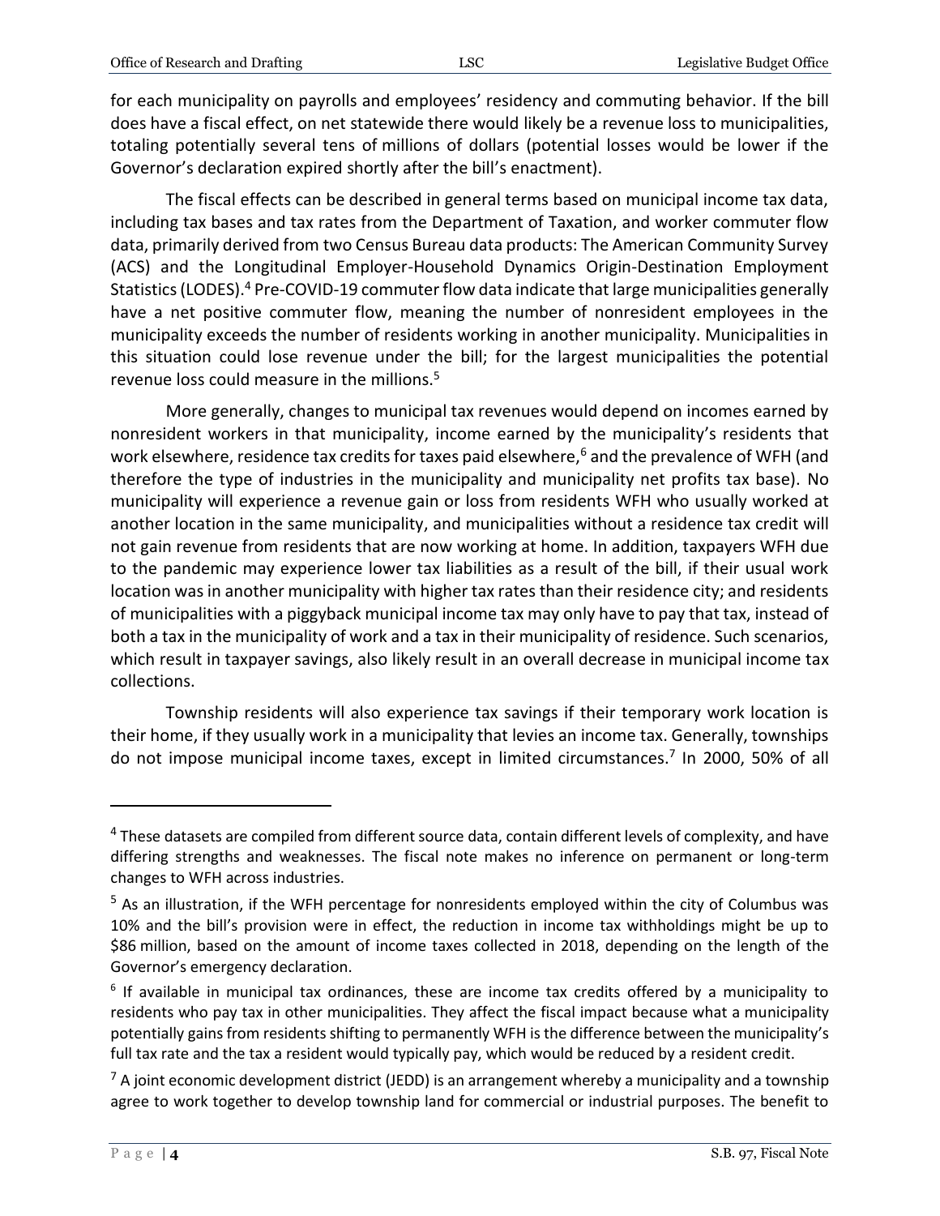for each municipality on payrolls and employees' residency and commuting behavior. If the bill does have a fiscal effect, on net statewide there would likely be a revenue loss to municipalities, totaling potentially several tens of millions of dollars (potential losses would be lower if the Governor's declaration expired shortly after the bill's enactment).

The fiscal effects can be described in general terms based on municipal income tax data, including tax bases and tax rates from the Department of Taxation, and worker commuter flow data, primarily derived from two Census Bureau data products: The American Community Survey (ACS) and the Longitudinal Employer-Household Dynamics Origin-Destination Employment Statistics (LODES).[4] Pre-COVID-19 commuter flow data indicate that large municipalities generally have a net positive commuter flow, meaning the number of nonresident employees in the municipality exceeds the number of residents working in another municipality. Municipalities in this situation could lose revenue under the bill; for the largest municipalities the potential revenue loss could measure in the millions.[5]

More generally, changes to municipal tax revenues would depend on incomes earned by nonresident workers in that municipality, income earned by the municipality's residents that work elsewhere, residence tax credits for taxes paid elsewhere,[6] and the prevalence of WFH (and therefore the type of industries in the municipality and municipality net profits tax base). No municipality will experience a revenue gain or loss from residents WFH who usually worked at another location in the same municipality, and municipalities without a residence tax credit will not gain revenue from residents that are now working at home. In addition, taxpayers WFH due to the pandemic may experience lower tax liabilities as a result of the bill, if their usual work location was in another municipality with higher tax rates than their residence city; and residents of municipalities with a piggyback municipal income tax may only have to pay that tax, instead of both a tax in the municipality of work and a tax in their municipality of residence. Such scenarios, which result in taxpayer savings, also likely result in an overall decrease in municipal income tax collections.

Township residents will also experience tax savings if their temporary work location is their home, if they usually work in a municipality that levies an income tax. Generally, townships do not impose municipal income taxes, except in limited circumstances.[7] In 2000, 50% of all

---

[4] These datasets are compiled from different source data, contain different levels of complexity, and have differing strengths and weaknesses. The fiscal note makes no inference on permanent or long-term changes to WFH across industries.

[5] As an illustration, if the WFH percentage for nonresidents employed within the city of Columbus was 10% and the bill's provision were in effect, the reduction in income tax withholdings might be up to \$86 million, based on the amount of income taxes collected in 2018, depending on the length of the Governor's emergency declaration.

[6] If available in municipal tax ordinances, these are income tax credits offered by a municipality to residents who pay tax in other municipalities. They affect the fiscal impact because what a municipality potentially gains from residents shifting to permanently WFH is the difference between the municipality's full tax rate and the tax a resident would typically pay, which would be reduced by a resident credit.

[7] A joint economic development district (JEDD) is an arrangement whereby a municipality and a township agree to work together to develop township land for commercial or industrial purposes. The benefit to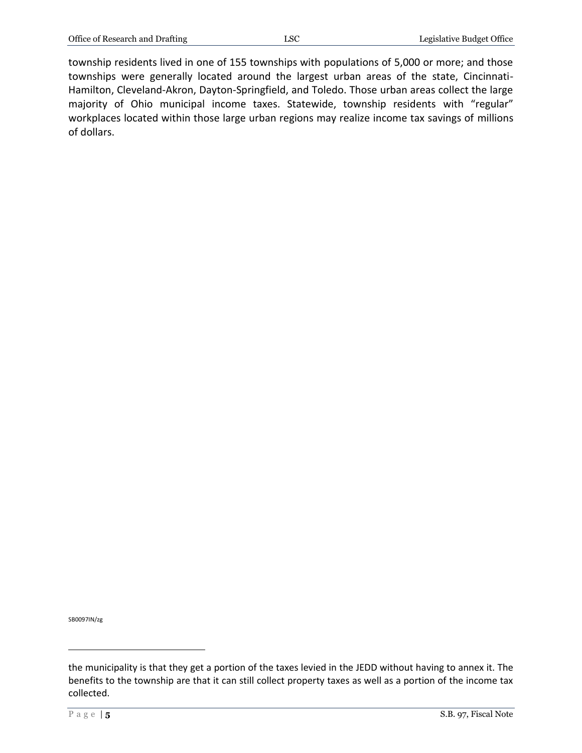township residents lived in one of 155 townships with populations of 5,000 or more; and those townships were generally located around the largest urban areas of the state, Cincinnati-Hamilton, Cleveland-Akron, Dayton-Springfield, and Toledo. Those urban areas collect the large majority of Ohio municipal income taxes. Statewide, township residents with "regular" workplaces located within those large urban regions may realize income tax savings of millions of dollars.

SB0097IN/zg

---

the municipality is that they get a portion of the taxes levied in the JEDD without having to annex it. The benefits to the township are that it can still collect property taxes as well as a portion of the income tax collected.